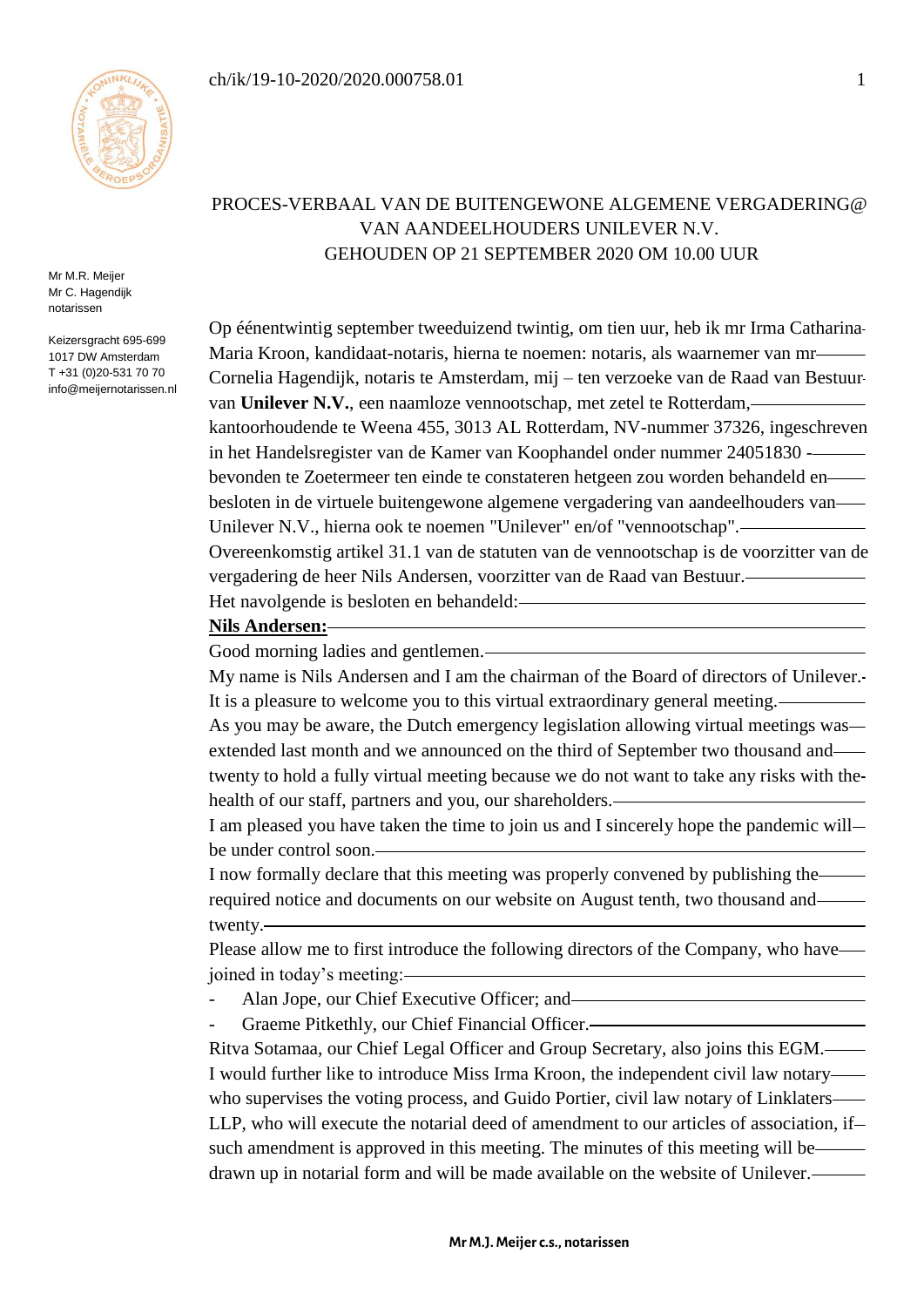ch/ik/19-10-2020/2020.000758.01

Mr M.R. Meijer
Mr C. Hagendijk
notarissen

Keizersgracht 695-699
1017 DW Amsterdam
T +31 (0)20-531 70 70
info@meijernotarissen.nl

# PROCES-VERBAAL VAN DE BUITENGEWONE ALGEMENE VERGADERING@ VAN AANDEELHOUDERS UNILEVER N.V. GEHOUDEN OP 21 SEPTEMBER 2020 OM 10.00 UUR

Op éénentwintig september tweeduizend twintig, om tien uur, heb ik mr Irma Catharina Maria Kroon, kandidaat-notaris, hierna te noemen: notaris, als waarnemer van mr Cornelia Hagendijk, notaris te Amsterdam, mij – ten verzoeke van de Raad van Bestuur van **Unilever N.V.**, een naamloze vennootschap, met zetel te Rotterdam, kantoorhoudende te Weena 455, 3013 AL Rotterdam, NV-nummer 37326, ingeschreven in het Handelsregister van de Kamer van Koophandel onder nummer 24051830 - bevonden te Zoetermeer ten einde te constateren hetgeen zou worden behandeld en besloten in de virtuele buitengewone algemene vergadering van aandeelhouders van Unilever N.V., hierna ook te noemen "Unilever" en/of "vennootschap".
Overeenkomstig artikel 31.1 van de statuten van de vennootschap is de voorzitter van de vergadering de heer Nils Andersen, voorzitter van de Raad van Bestuur.
Het navolgende is besloten en behandeld:

**Nils Andersen:**

Good morning ladies and gentlemen.
My name is Nils Andersen and I am the chairman of the Board of directors of Unilever.
It is a pleasure to welcome you to this virtual extraordinary general meeting.
As you may be aware, the Dutch emergency legislation allowing virtual meetings was extended last month and we announced on the third of September two thousand and twenty to hold a fully virtual meeting because we do not want to take any risks with the health of our staff, partners and you, our shareholders.
I am pleased you have taken the time to join us and I sincerely hope the pandemic will be under control soon.
I now formally declare that this meeting was properly convened by publishing the required notice and documents on our website on August tenth, two thousand and twenty.
Please allow me to first introduce the following directors of the Company, who have joined in today's meeting:

- Alan Jope, our Chief Executive Officer; and
- Graeme Pitkethly, our Chief Financial Officer.

Ritva Sotamaa, our Chief Legal Officer and Group Secretary, also joins this EGM.
I would further like to introduce Miss Irma Kroon, the independent civil law notary who supervises the voting process, and Guido Portier, civil law notary of Linklaters LLP, who will execute the notarial deed of amendment to our articles of association, if such amendment is approved in this meeting. The minutes of this meeting will be drawn up in notarial form and will be made available on the website of Unilever.

Mr M.J. Meijer c.s., notarissen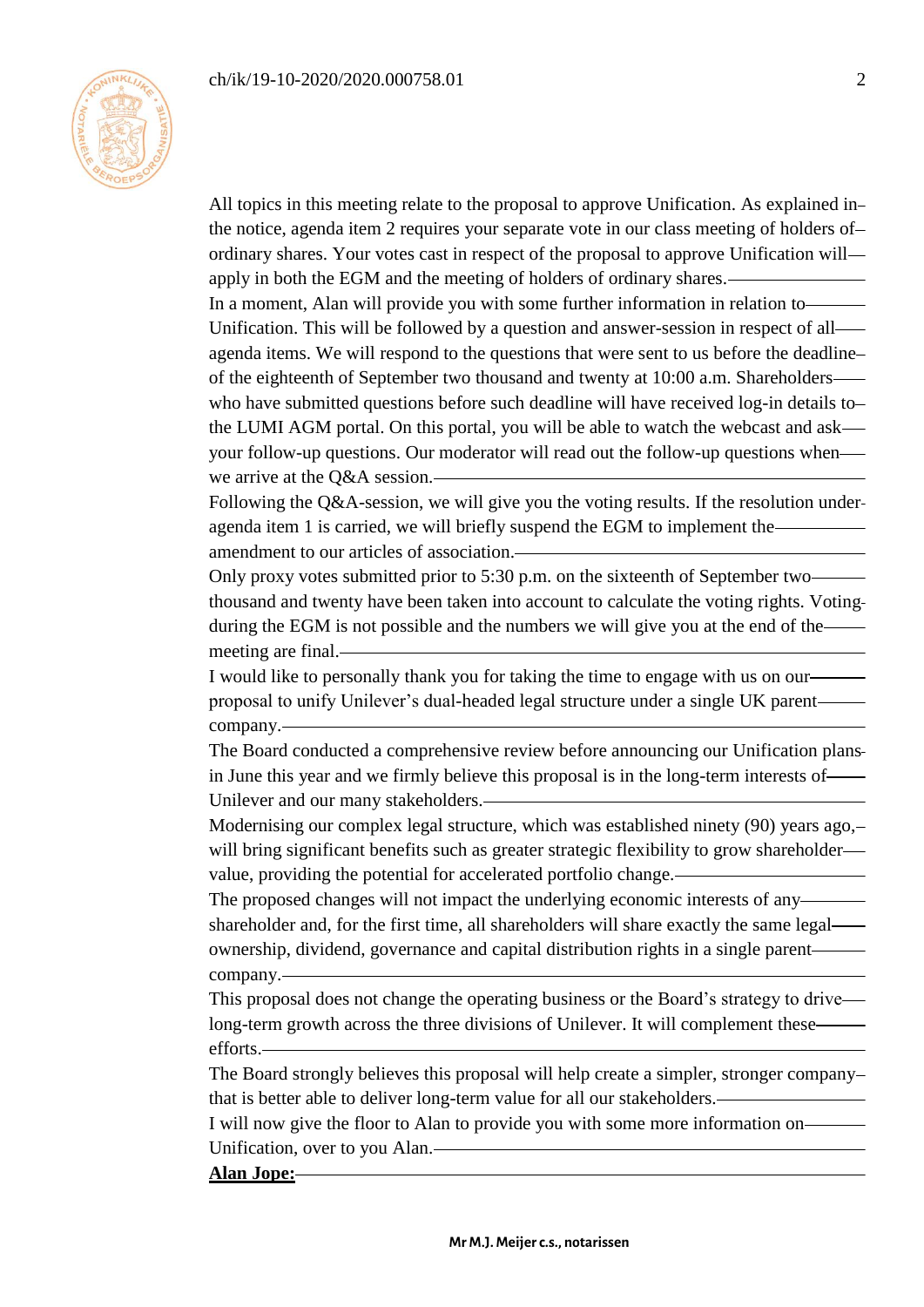All topics in this meeting relate to the proposal to approve Unification. As explained in the notice, agenda item 2 requires your separate vote in our class meeting of holders of ordinary shares. Your votes cast in respect of the proposal to approve Unification will apply in both the EGM and the meeting of holders of ordinary shares.

In a moment, Alan will provide you with some further information in relation to Unification. This will be followed by a question and answer-session in respect of all agenda items. We will respond to the questions that were sent to us before the deadline of the eighteenth of September two thousand and twenty at 10:00 a.m. Shareholders who have submitted questions before such deadline will have received log-in details to the LUMI AGM portal. On this portal, you will be able to watch the webcast and ask your follow-up questions. Our moderator will read out the follow-up questions when we arrive at the Q&A session.

Following the Q&A-session, we will give you the voting results. If the resolution under agenda item 1 is carried, we will briefly suspend the EGM to implement the amendment to our articles of association.

Only proxy votes submitted prior to 5:30 p.m. on the sixteenth of September two thousand and twenty have been taken into account to calculate the voting rights. Voting during the EGM is not possible and the numbers we will give you at the end of the meeting are final.

I would like to personally thank you for taking the time to engage with us on our proposal to unify Unilever's dual-headed legal structure under a single UK parent company.

The Board conducted a comprehensive review before announcing our Unification plans in June this year and we firmly believe this proposal is in the long-term interests of Unilever and our many stakeholders.

Modernising our complex legal structure, which was established ninety (90) years ago, will bring significant benefits such as greater strategic flexibility to grow shareholder value, providing the potential for accelerated portfolio change.

The proposed changes will not impact the underlying economic interests of any shareholder and, for the first time, all shareholders will share exactly the same legal ownership, dividend, governance and capital distribution rights in a single parent company.

This proposal does not change the operating business or the Board's strategy to drive long-term growth across the three divisions of Unilever. It will complement these efforts.

The Board strongly believes this proposal will help create a simpler, stronger company that is better able to deliver long-term value for all our stakeholders.

I will now give the floor to Alan to provide you with some more information on Unification, over to you Alan.

**Alan Jope:**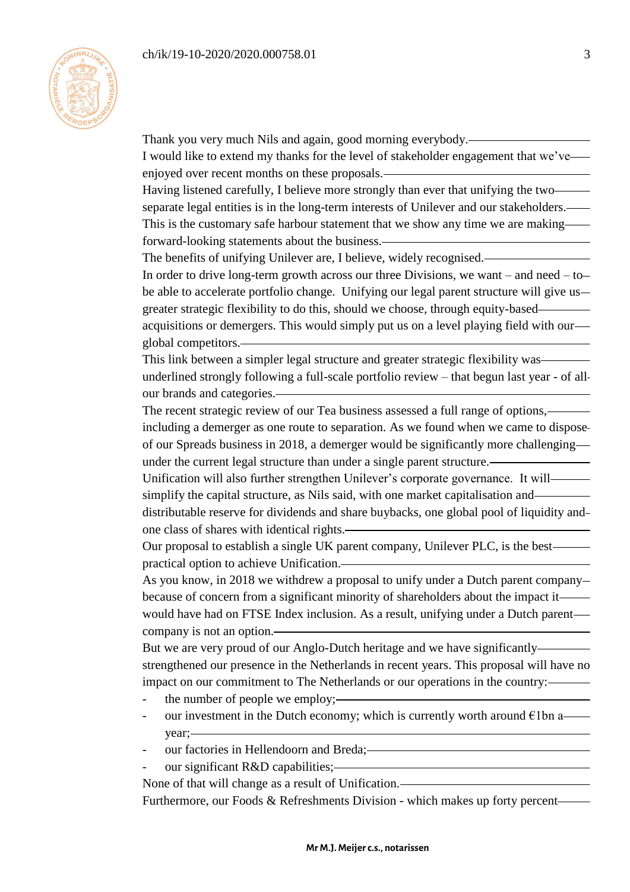Thank you very much Nils and again, good morning everybody.

I would like to extend my thanks for the level of stakeholder engagement that we've enjoyed over recent months on these proposals.

Having listened carefully, I believe more strongly than ever that unifying the two separate legal entities is in the long-term interests of Unilever and our stakeholders.

This is the customary safe harbour statement that we show any time we are making forward-looking statements about the business.

The benefits of unifying Unilever are, I believe, widely recognised.

In order to drive long-term growth across our three Divisions, we want – and need – to be able to accelerate portfolio change. Unifying our legal parent structure will give us greater strategic flexibility to do this, should we choose, through equity-based acquisitions or demergers. This would simply put us on a level playing field with our global competitors.

This link between a simpler legal structure and greater strategic flexibility was underlined strongly following a full-scale portfolio review – that begun last year - of all our brands and categories.

The recent strategic review of our Tea business assessed a full range of options, including a demerger as one route to separation. As we found when we came to dispose of our Spreads business in 2018, a demerger would be significantly more challenging under the current legal structure than under a single parent structure.

Unification will also further strengthen Unilever's corporate governance. It will simplify the capital structure, as Nils said, with one market capitalisation and distributable reserve for dividends and share buybacks, one global pool of liquidity and one class of shares with identical rights.

Our proposal to establish a single UK parent company, Unilever PLC, is the best practical option to achieve Unification.

As you know, in 2018 we withdrew a proposal to unify under a Dutch parent company because of concern from a significant minority of shareholders about the impact it would have had on FTSE Index inclusion. As a result, unifying under a Dutch parent company is not an option.

But we are very proud of our Anglo-Dutch heritage and we have significantly strengthened our presence in the Netherlands in recent years. This proposal will have no impact on our commitment to The Netherlands or our operations in the country:

- the number of people we employ;
- our investment in the Dutch economy; which is currently worth around €1bn a year;
- our factories in Hellendoorn and Breda;
- our significant R&D capabilities;

None of that will change as a result of Unification.

Furthermore, our Foods & Refreshments Division - which makes up forty percent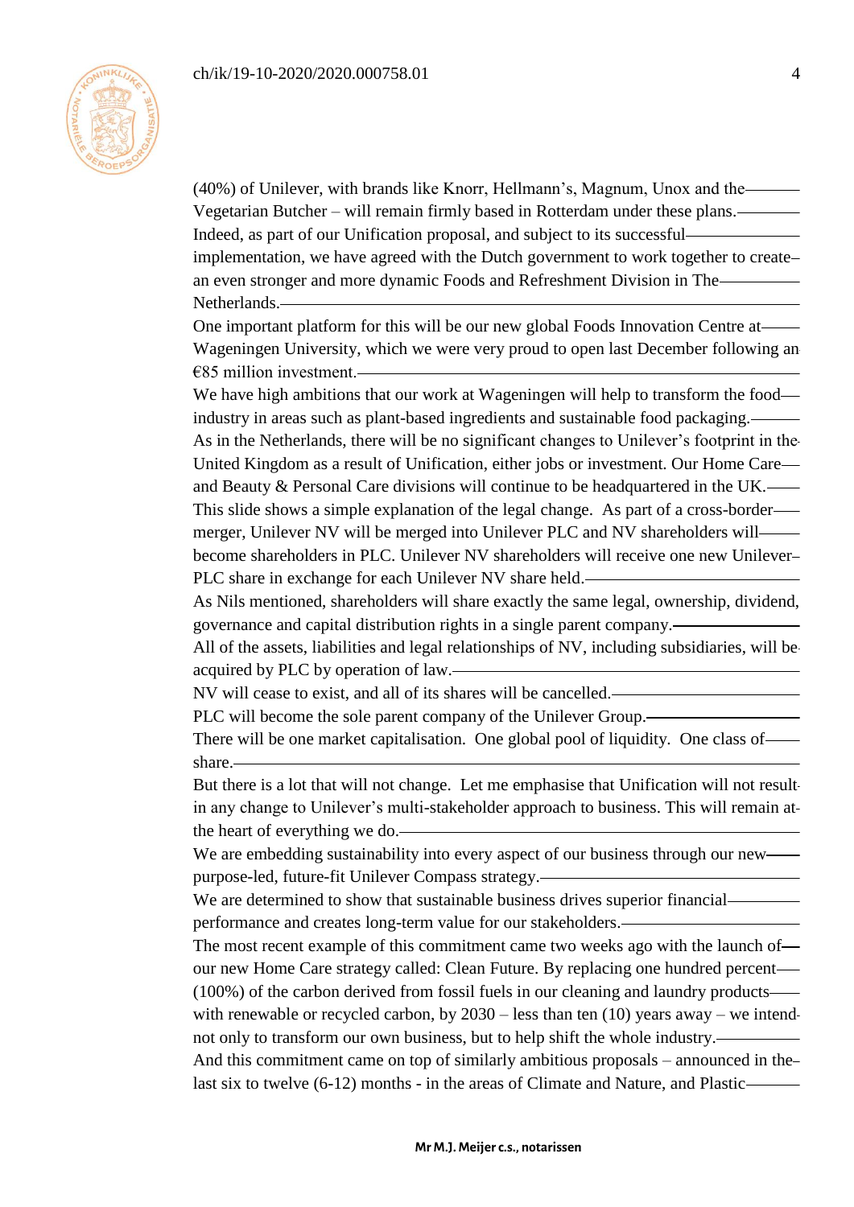(40%) of Unilever, with brands like Knorr, Hellmann's, Magnum, Unox and the Vegetarian Butcher – will remain firmly based in Rotterdam under these plans.

Indeed, as part of our Unification proposal, and subject to its successful implementation, we have agreed with the Dutch government to work together to create an even stronger and more dynamic Foods and Refreshment Division in The Netherlands.

One important platform for this will be our new global Foods Innovation Centre at Wageningen University, which we were very proud to open last December following an €85 million investment.

We have high ambitions that our work at Wageningen will help to transform the food industry in areas such as plant-based ingredients and sustainable food packaging.

As in the Netherlands, there will be no significant changes to Unilever's footprint in the United Kingdom as a result of Unification, either jobs or investment. Our Home Care and Beauty & Personal Care divisions will continue to be headquartered in the UK.

This slide shows a simple explanation of the legal change. As part of a cross-border merger, Unilever NV will be merged into Unilever PLC and NV shareholders will become shareholders in PLC. Unilever NV shareholders will receive one new Unilever PLC share in exchange for each Unilever NV share held.

As Nils mentioned, shareholders will share exactly the same legal, ownership, dividend, governance and capital distribution rights in a single parent company.

All of the assets, liabilities and legal relationships of NV, including subsidiaries, will be acquired by PLC by operation of law.

NV will cease to exist, and all of its shares will be cancelled.

PLC will become the sole parent company of the Unilever Group.

There will be one market capitalisation. One global pool of liquidity. One class of share.

But there is a lot that will not change. Let me emphasise that Unification will not result in any change to Unilever's multi-stakeholder approach to business. This will remain at the heart of everything we do.

We are embedding sustainability into every aspect of our business through our new purpose-led, future-fit Unilever Compass strategy.

We are determined to show that sustainable business drives superior financial performance and creates long-term value for our stakeholders.

The most recent example of this commitment came two weeks ago with the launch of our new Home Care strategy called: Clean Future. By replacing one hundred percent (100%) of the carbon derived from fossil fuels in our cleaning and laundry products with renewable or recycled carbon, by 2030 – less than ten (10) years away – we intend not only to transform our own business, but to help shift the whole industry.

And this commitment came on top of similarly ambitious proposals – announced in the last six to twelve (6-12) months - in the areas of Climate and Nature, and Plastic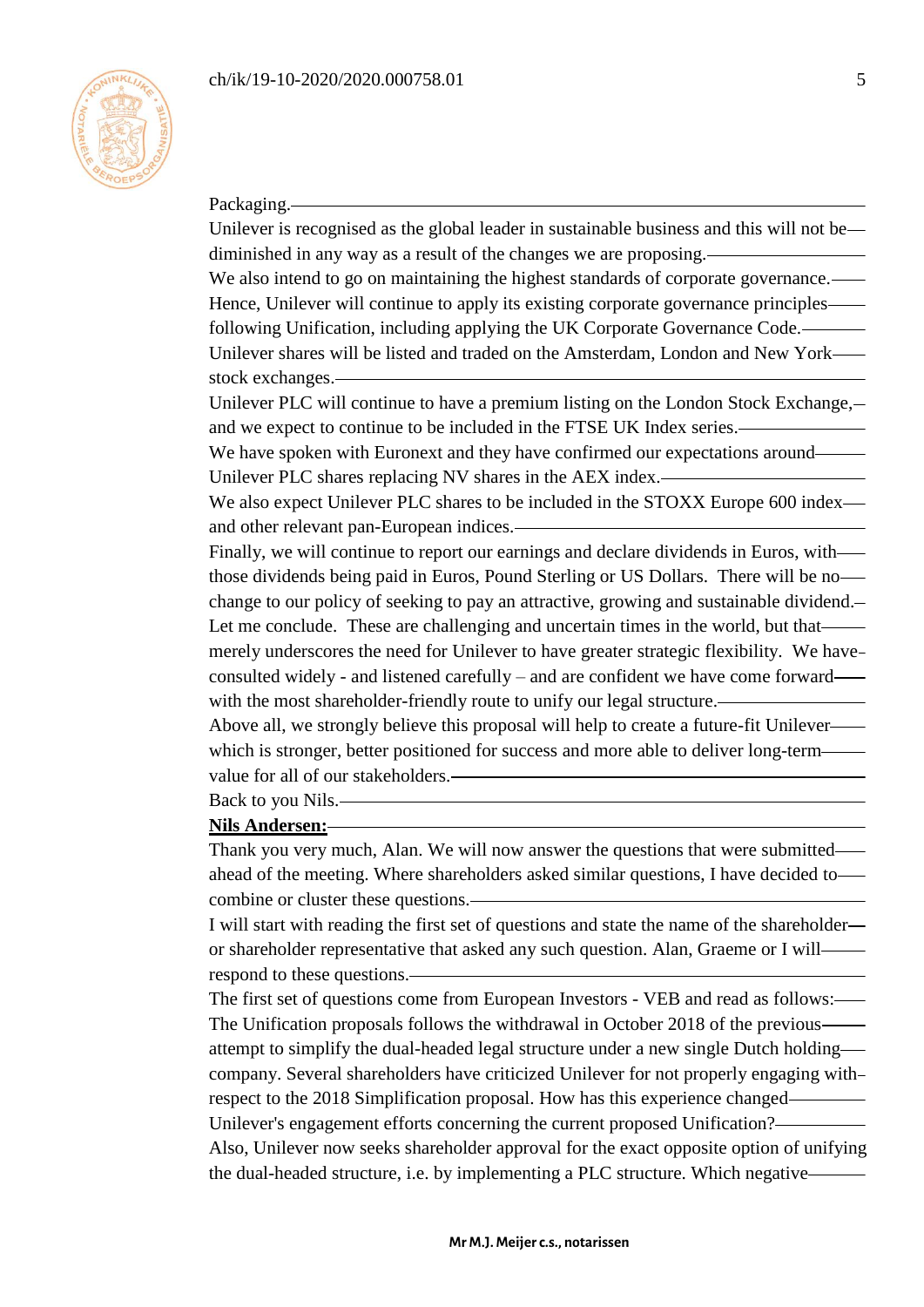Packaging.

Unilever is recognised as the global leader in sustainable business and this will not be diminished in any way as a result of the changes we are proposing.

We also intend to go on maintaining the highest standards of corporate governance. Hence, Unilever will continue to apply its existing corporate governance principles following Unification, including applying the UK Corporate Governance Code.

Unilever shares will be listed and traded on the Amsterdam, London and New York stock exchanges.

Unilever PLC will continue to have a premium listing on the London Stock Exchange, and we expect to continue to be included in the FTSE UK Index series.

We have spoken with Euronext and they have confirmed our expectations around Unilever PLC shares replacing NV shares in the AEX index.

We also expect Unilever PLC shares to be included in the STOXX Europe 600 index and other relevant pan-European indices.

Finally, we will continue to report our earnings and declare dividends in Euros, with those dividends being paid in Euros, Pound Sterling or US Dollars. There will be no change to our policy of seeking to pay an attractive, growing and sustainable dividend.

Let me conclude. These are challenging and uncertain times in the world, but that merely underscores the need for Unilever to have greater strategic flexibility. We have consulted widely - and listened carefully – and are confident we have come forward with the most shareholder-friendly route to unify our legal structure.

Above all, we strongly believe this proposal will help to create a future-fit Unilever which is stronger, better positioned for success and more able to deliver long-term value for all of our stakeholders.

Back to you Nils.

**Nils Andersen:**

Thank you very much, Alan. We will now answer the questions that were submitted ahead of the meeting. Where shareholders asked similar questions, I have decided to combine or cluster these questions.

I will start with reading the first set of questions and state the name of the shareholder or shareholder representative that asked any such question. Alan, Graeme or I will respond to these questions.

The first set of questions come from European Investors - VEB and read as follows:

The Unification proposals follows the withdrawal in October 2018 of the previous attempt to simplify the dual-headed legal structure under a new single Dutch holding company. Several shareholders have criticized Unilever for not properly engaging with respect to the 2018 Simplification proposal. How has this experience changed Unilever's engagement efforts concerning the current proposed Unification?

Also, Unilever now seeks shareholder approval for the exact opposite option of unifying the dual-headed structure, i.e. by implementing a PLC structure. Which negative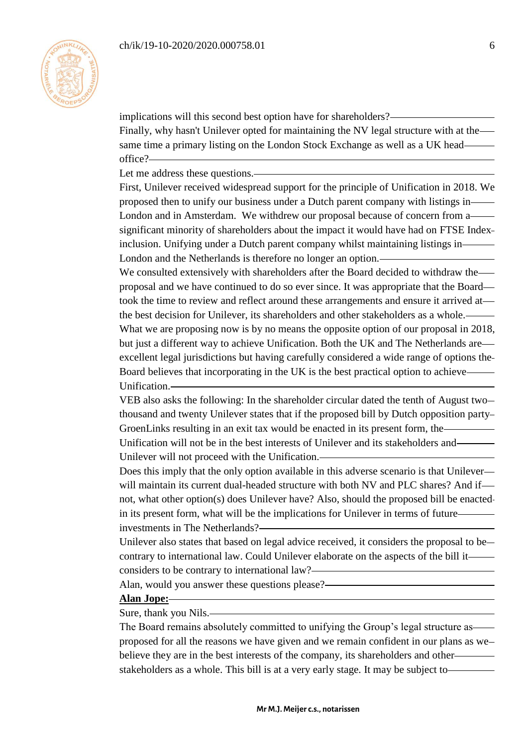implications will this second best option have for shareholders?

Finally, why hasn't Unilever opted for maintaining the NV legal structure with at the same time a primary listing on the London Stock Exchange as well as a UK head office?

Let me address these questions.

First, Unilever received widespread support for the principle of Unification in 2018. We proposed then to unify our business under a Dutch parent company with listings in London and in Amsterdam. We withdrew our proposal because of concern from a significant minority of shareholders about the impact it would have had on FTSE Index-inclusion. Unifying under a Dutch parent company whilst maintaining listings in London and the Netherlands is therefore no longer an option.

We consulted extensively with shareholders after the Board decided to withdraw the proposal and we have continued to do so ever since. It was appropriate that the Board took the time to review and reflect around these arrangements and ensure it arrived at the best decision for Unilever, its shareholders and other stakeholders as a whole.

What we are proposing now is by no means the opposite option of our proposal in 2018, but just a different way to achieve Unification. Both the UK and The Netherlands are excellent legal jurisdictions but having carefully considered a wide range of options the Board believes that incorporating in the UK is the best practical option to achieve Unification.

VEB also asks the following: In the shareholder circular dated the tenth of August two thousand and twenty Unilever states that if the proposed bill by Dutch opposition party GroenLinks resulting in an exit tax would be enacted in its present form, the Unification will not be in the best interests of Unilever and its stakeholders and Unilever will not proceed with the Unification.

Does this imply that the only option available in this adverse scenario is that Unilever will maintain its current dual-headed structure with both NV and PLC shares? And if not, what other option(s) does Unilever have? Also, should the proposed bill be enacted in its present form, what will be the implications for Unilever in terms of future investments in The Netherlands?

Unilever also states that based on legal advice received, it considers the proposal to be contrary to international law. Could Unilever elaborate on the aspects of the bill it considers to be contrary to international law?

Alan, would you answer these questions please?

**Alan Jope:**

Sure, thank you Nils.

The Board remains absolutely committed to unifying the Group's legal structure as proposed for all the reasons we have given and we remain confident in our plans as we believe they are in the best interests of the company, its shareholders and other stakeholders as a whole. This bill is at a very early stage. It may be subject to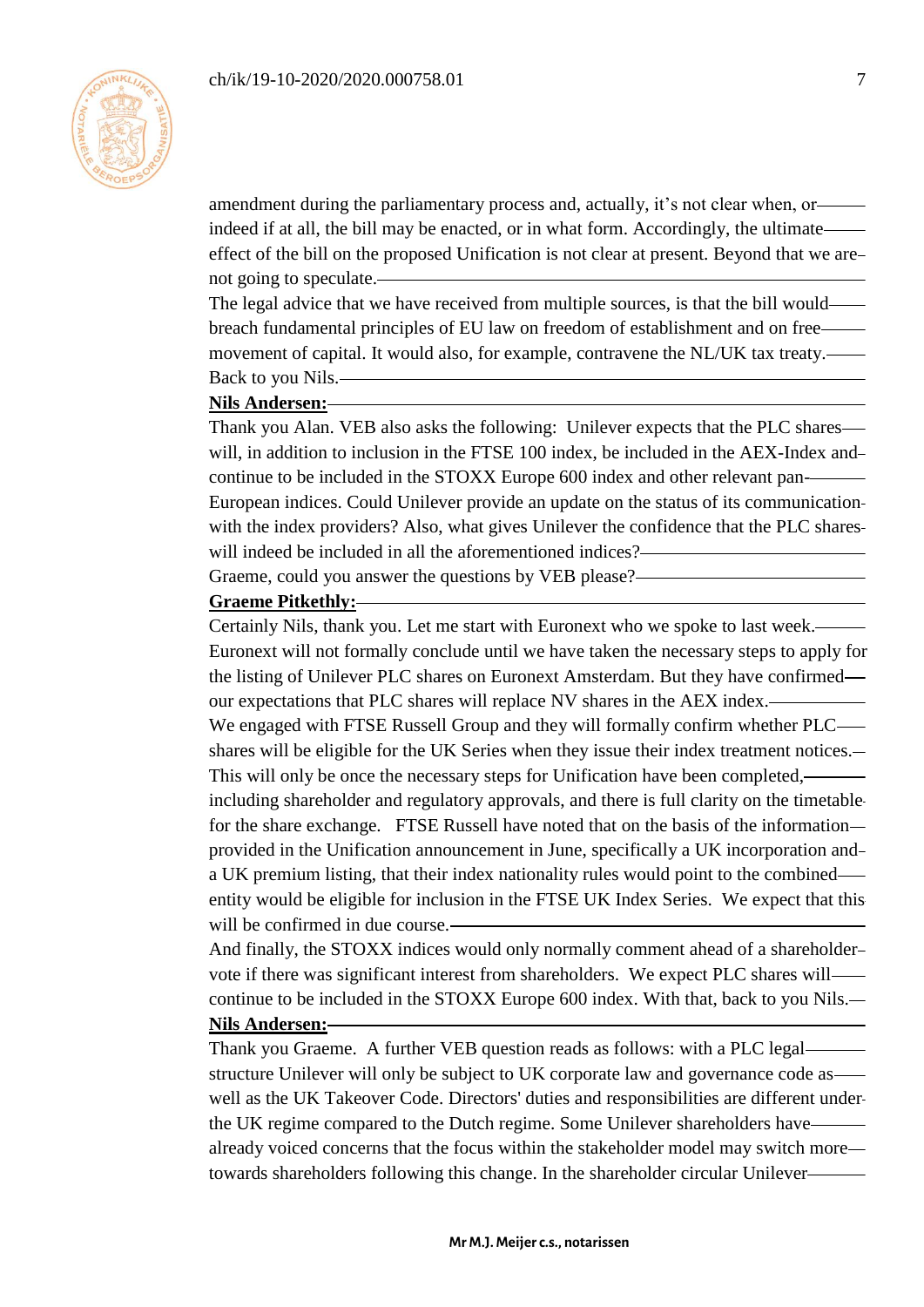amendment during the parliamentary process and, actually, it's not clear when, or indeed if at all, the bill may be enacted, or in what form. Accordingly, the ultimate effect of the bill on the proposed Unification is not clear at present. Beyond that we are not going to speculate.

The legal advice that we have received from multiple sources, is that the bill would breach fundamental principles of EU law on freedom of establishment and on free movement of capital. It would also, for example, contravene the NL/UK tax treaty.

Back to you Nils.

**Nils Andersen:**

Thank you Alan. VEB also asks the following: Unilever expects that the PLC shares will, in addition to inclusion in the FTSE 100 index, be included in the AEX-Index and continue to be included in the STOXX Europe 600 index and other relevant pan-European indices. Could Unilever provide an update on the status of its communication with the index providers? Also, what gives Unilever the confidence that the PLC shares will indeed be included in all the aforementioned indices?

Graeme, could you answer the questions by VEB please?

**Graeme Pitkethly:**

Certainly Nils, thank you. Let me start with Euronext who we spoke to last week. Euronext will not formally conclude until we have taken the necessary steps to apply for the listing of Unilever PLC shares on Euronext Amsterdam. But they have confirmed our expectations that PLC shares will replace NV shares in the AEX index.

We engaged with FTSE Russell Group and they will formally confirm whether PLC shares will be eligible for the UK Series when they issue their index treatment notices. This will only be once the necessary steps for Unification have been completed, including shareholder and regulatory approvals, and there is full clarity on the timetable for the share exchange. FTSE Russell have noted that on the basis of the information provided in the Unification announcement in June, specifically a UK incorporation and a UK premium listing, that their index nationality rules would point to the combined entity would be eligible for inclusion in the FTSE UK Index Series. We expect that this will be confirmed in due course.

And finally, the STOXX indices would only normally comment ahead of a shareholder vote if there was significant interest from shareholders. We expect PLC shares will continue to be included in the STOXX Europe 600 index. With that, back to you Nils.

**Nils Andersen:**

Thank you Graeme. A further VEB question reads as follows: with a PLC legal structure Unilever will only be subject to UK corporate law and governance code as well as the UK Takeover Code. Directors' duties and responsibilities are different under the UK regime compared to the Dutch regime. Some Unilever shareholders have already voiced concerns that the focus within the stakeholder model may switch more towards shareholders following this change. In the shareholder circular Unilever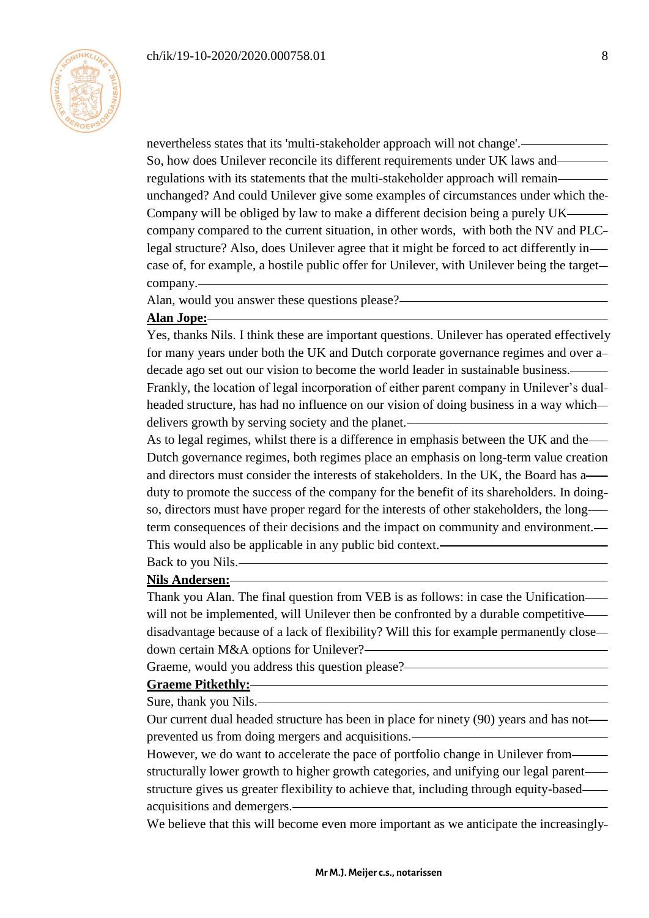nevertheless states that its 'multi-stakeholder approach will not change'.
So, how does Unilever reconcile its different requirements under UK laws and regulations with its statements that the multi-stakeholder approach will remain unchanged? And could Unilever give some examples of circumstances under which the Company will be obliged by law to make a different decision being a purely UK company compared to the current situation, in other words, with both the NV and PLC legal structure? Also, does Unilever agree that it might be forced to act differently in case of, for example, a hostile public offer for Unilever, with Unilever being the target company.
Alan, would you answer these questions please?

**Alan Jope:**

Yes, thanks Nils. I think these are important questions. Unilever has operated effectively for many years under both the UK and Dutch corporate governance regimes and over a decade ago set out our vision to become the world leader in sustainable business.
Frankly, the location of legal incorporation of either parent company in Unilever's dual-headed structure, has had no influence on our vision of doing business in a way which delivers growth by serving society and the planet.
As to legal regimes, whilst there is a difference in emphasis between the UK and the Dutch governance regimes, both regimes place an emphasis on long-term value creation and directors must consider the interests of stakeholders. In the UK, the Board has a duty to promote the success of the company for the benefit of its shareholders. In doing so, directors must have proper regard for the interests of other stakeholders, the long-term consequences of their decisions and the impact on community and environment.
This would also be applicable in any public bid context.
Back to you Nils.

**Nils Andersen:**

Thank you Alan. The final question from VEB is as follows: in case the Unification will not be implemented, will Unilever then be confronted by a durable competitive disadvantage because of a lack of flexibility? Will this for example permanently close down certain M&A options for Unilever?
Graeme, would you address this question please?

**Graeme Pitkethly:**

Sure, thank you Nils.
Our current dual headed structure has been in place for ninety (90) years and has not prevented us from doing mergers and acquisitions.
However, we do want to accelerate the pace of portfolio change in Unilever from structurally lower growth to higher growth categories, and unifying our legal parent structure gives us greater flexibility to achieve that, including through equity-based acquisitions and demergers.
We believe that this will become even more important as we anticipate the increasingly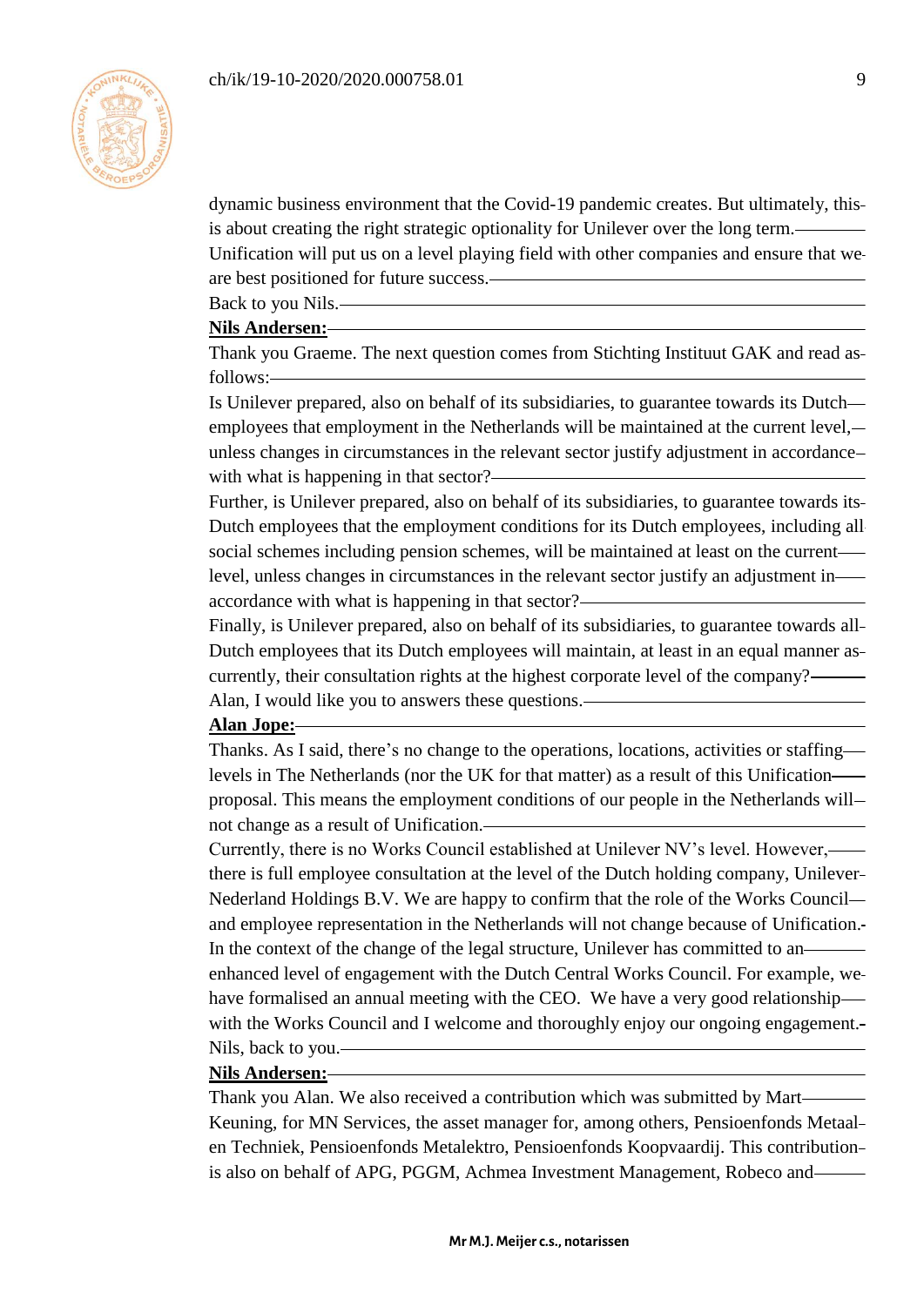dynamic business environment that the Covid-19 pandemic creates. But ultimately, this is about creating the right strategic optionality for Unilever over the long term.

Unification will put us on a level playing field with other companies and ensure that we are best positioned for future success.

Back to you Nils.

**Nils Andersen:**

Thank you Graeme. The next question comes from Stichting Instituut GAK and read as follows:

Is Unilever prepared, also on behalf of its subsidiaries, to guarantee towards its Dutch employees that employment in the Netherlands will be maintained at the current level, unless changes in circumstances in the relevant sector justify adjustment in accordance with what is happening in that sector?

Further, is Unilever prepared, also on behalf of its subsidiaries, to guarantee towards its Dutch employees that the employment conditions for its Dutch employees, including all social schemes including pension schemes, will be maintained at least on the current level, unless changes in circumstances in the relevant sector justify an adjustment in accordance with what is happening in that sector?

Finally, is Unilever prepared, also on behalf of its subsidiaries, to guarantee towards all Dutch employees that its Dutch employees will maintain, at least in an equal manner as currently, their consultation rights at the highest corporate level of the company?

Alan, I would like you to answers these questions.

**Alan Jope:**

Thanks. As I said, there's no change to the operations, locations, activities or staffing levels in The Netherlands (nor the UK for that matter) as a result of this Unification proposal. This means the employment conditions of our people in the Netherlands will not change as a result of Unification.

Currently, there is no Works Council established at Unilever NV's level. However, there is full employee consultation at the level of the Dutch holding company, Unilever Nederland Holdings B.V. We are happy to confirm that the role of the Works Council and employee representation in the Netherlands will not change because of Unification.

In the context of the change of the legal structure, Unilever has committed to an enhanced level of engagement with the Dutch Central Works Council. For example, we have formalised an annual meeting with the CEO. We have a very good relationship with the Works Council and I welcome and thoroughly enjoy our ongoing engagement.

Nils, back to you.

**Nils Andersen:**

Thank you Alan. We also received a contribution which was submitted by Mart Keuning, for MN Services, the asset manager for, among others, Pensioenfonds Metaal en Techniek, Pensioenfonds Metalektro, Pensioenfonds Koopvaardij. This contribution is also on behalf of APG, PGGM, Achmea Investment Management, Robeco and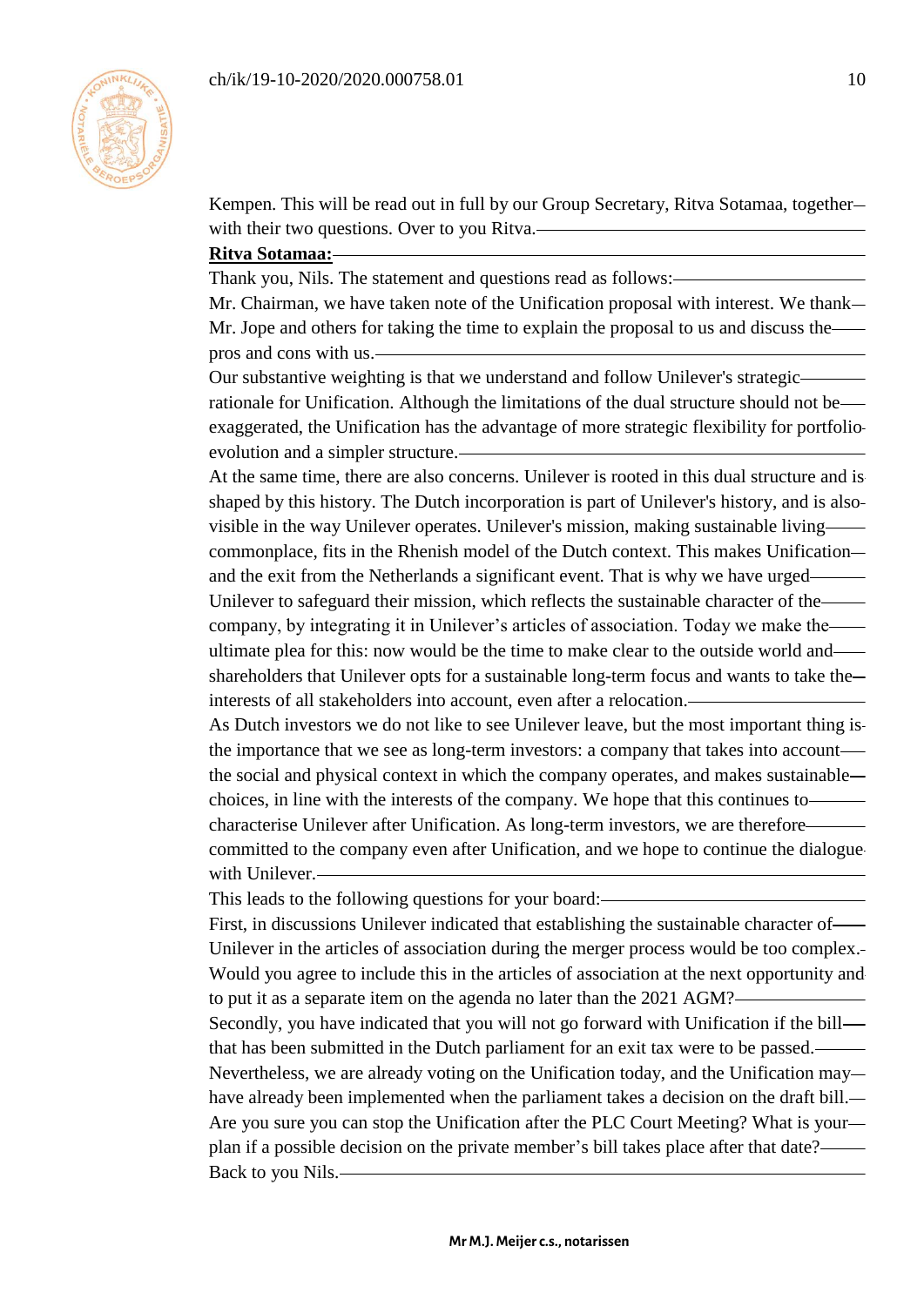Kempen. This will be read out in full by our Group Secretary, Ritva Sotamaa, together with their two questions. Over to you Ritva.

**Ritva Sotamaa:**

Thank you, Nils. The statement and questions read as follows:

Mr. Chairman, we have taken note of the Unification proposal with interest. We thank Mr. Jope and others for taking the time to explain the proposal to us and discuss the pros and cons with us.

Our substantive weighting is that we understand and follow Unilever's strategic rationale for Unification. Although the limitations of the dual structure should not be exaggerated, the Unification has the advantage of more strategic flexibility for portfolio evolution and a simpler structure.

At the same time, there are also concerns. Unilever is rooted in this dual structure and is shaped by this history. The Dutch incorporation is part of Unilever's history, and is also visible in the way Unilever operates. Unilever's mission, making sustainable living commonplace, fits in the Rhenish model of the Dutch context. This makes Unification and the exit from the Netherlands a significant event. That is why we have urged Unilever to safeguard their mission, which reflects the sustainable character of the company, by integrating it in Unilever's articles of association. Today we make the ultimate plea for this: now would be the time to make clear to the outside world and shareholders that Unilever opts for a sustainable long-term focus and wants to take the interests of all stakeholders into account, even after a relocation.

As Dutch investors we do not like to see Unilever leave, but the most important thing is the importance that we see as long-term investors: a company that takes into account the social and physical context in which the company operates, and makes sustainable choices, in line with the interests of the company. We hope that this continues to characterise Unilever after Unification. As long-term investors, we are therefore committed to the company even after Unification, and we hope to continue the dialogue with Unilever.

This leads to the following questions for your board:

First, in discussions Unilever indicated that establishing the sustainable character of Unilever in the articles of association during the merger process would be too complex. Would you agree to include this in the articles of association at the next opportunity and to put it as a separate item on the agenda no later than the 2021 AGM?

Secondly, you have indicated that you will not go forward with Unification if the bill that has been submitted in the Dutch parliament for an exit tax were to be passed. Nevertheless, we are already voting on the Unification today, and the Unification may have already been implemented when the parliament takes a decision on the draft bill. Are you sure you can stop the Unification after the PLC Court Meeting? What is your plan if a possible decision on the private member's bill takes place after that date?

Back to you Nils.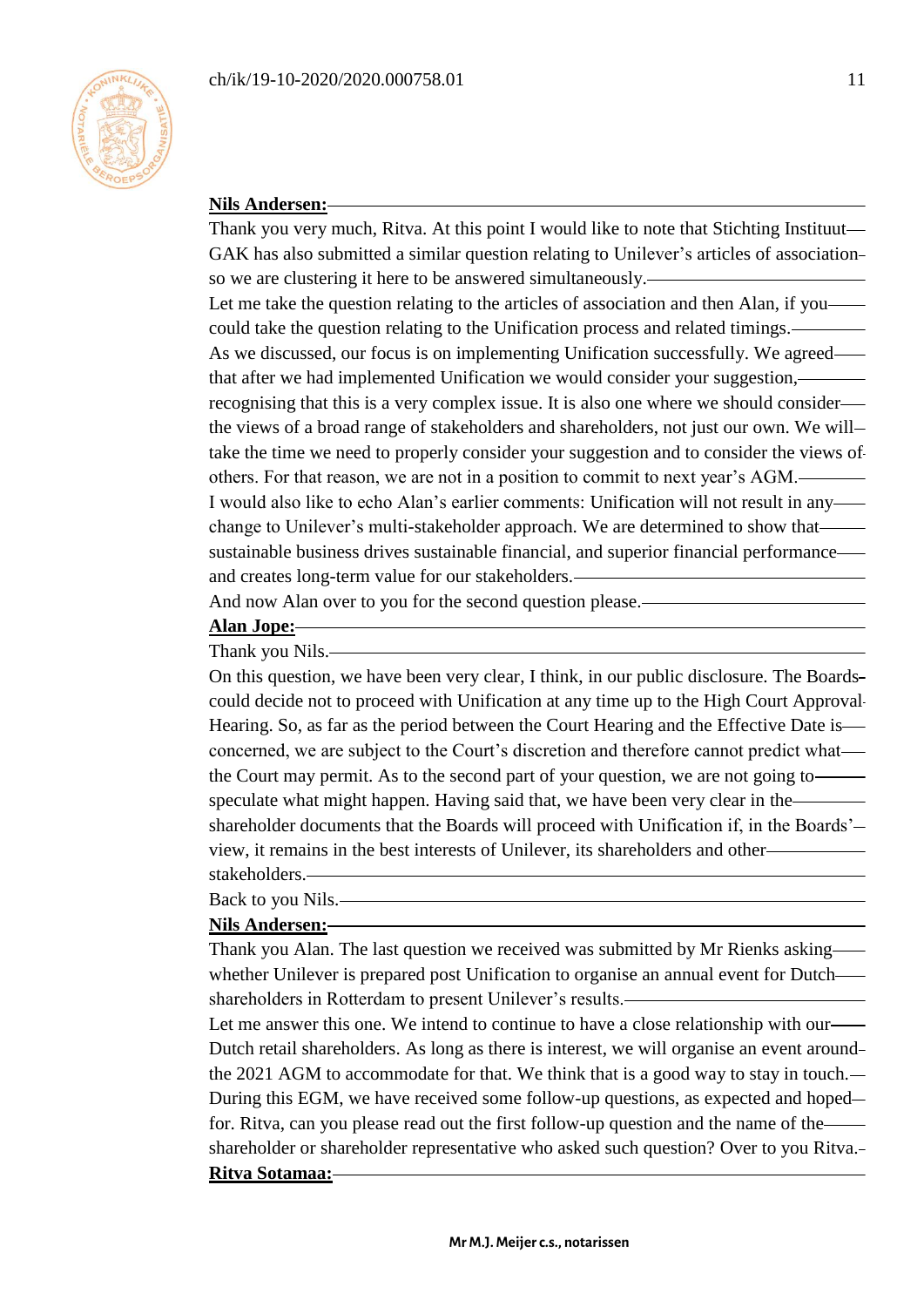**Nils Andersen:**

Thank you very much, Ritva. At this point I would like to note that Stichting Instituut GAK has also submitted a similar question relating to Unilever's articles of association so we are clustering it here to be answered simultaneously.

Let me take the question relating to the articles of association and then Alan, if you could take the question relating to the Unification process and related timings.

As we discussed, our focus is on implementing Unification successfully. We agreed that after we had implemented Unification we would consider your suggestion, recognising that this is a very complex issue. It is also one where we should consider the views of a broad range of stakeholders and shareholders, not just our own. We will take the time we need to properly consider your suggestion and to consider the views of others. For that reason, we are not in a position to commit to next year's AGM.

I would also like to echo Alan's earlier comments: Unification will not result in any change to Unilever's multi-stakeholder approach. We are determined to show that sustainable business drives sustainable financial, and superior financial performance and creates long-term value for our stakeholders.

And now Alan over to you for the second question please.

**Alan Jope:**

Thank you Nils.

On this question, we have been very clear, I think, in our public disclosure. The Boards could decide not to proceed with Unification at any time up to the High Court Approval Hearing. So, as far as the period between the Court Hearing and the Effective Date is concerned, we are subject to the Court's discretion and therefore cannot predict what the Court may permit. As to the second part of your question, we are not going to speculate what might happen. Having said that, we have been very clear in the shareholder documents that the Boards will proceed with Unification if, in the Boards' view, it remains in the best interests of Unilever, its shareholders and other stakeholders.

Back to you Nils.

**Nils Andersen:**

Thank you Alan. The last question we received was submitted by Mr Rienks asking whether Unilever is prepared post Unification to organise an annual event for Dutch shareholders in Rotterdam to present Unilever's results.

Let me answer this one. We intend to continue to have a close relationship with our Dutch retail shareholders. As long as there is interest, we will organise an event around the 2021 AGM to accommodate for that. We think that is a good way to stay in touch.

During this EGM, we have received some follow-up questions, as expected and hoped for. Ritva, can you please read out the first follow-up question and the name of the shareholder or shareholder representative who asked such question? Over to you Ritva.

**Ritva Sotamaa:**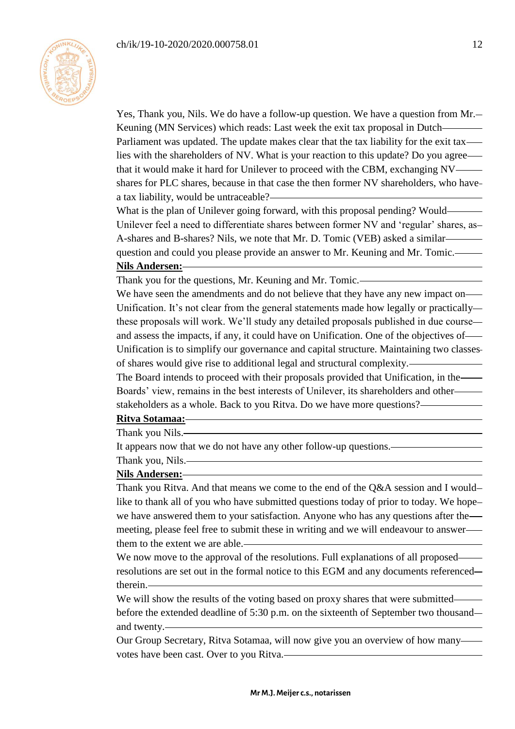Yes, Thank you, Nils. We do have a follow-up question. We have a question from Mr. Keuning (MN Services) which reads: Last week the exit tax proposal in Dutch Parliament was updated. The update makes clear that the tax liability for the exit tax lies with the shareholders of NV. What is your reaction to this update? Do you agree that it would make it hard for Unilever to proceed with the CBM, exchanging NV shares for PLC shares, because in that case the then former NV shareholders, who have a tax liability, would be untraceable?
What is the plan of Unilever going forward, with this proposal pending? Would Unilever feel a need to differentiate shares between former NV and 'regular' shares, as A-shares and B-shares? Nils, we note that Mr. D. Tomic (VEB) asked a similar question and could you please provide an answer to Mr. Keuning and Mr. Tomic.

**Nils Andersen:**

Thank you for the questions, Mr. Keuning and Mr. Tomic.
We have seen the amendments and do not believe that they have any new impact on Unification. It's not clear from the general statements made how legally or practically these proposals will work. We'll study any detailed proposals published in due course and assess the impacts, if any, it could have on Unification. One of the objectives of Unification is to simplify our governance and capital structure. Maintaining two classes of shares would give rise to additional legal and structural complexity.
The Board intends to proceed with their proposals provided that Unification, in the Boards' view, remains in the best interests of Unilever, its shareholders and other stakeholders as a whole. Back to you Ritva. Do we have more questions?

**Ritva Sotamaa:**

Thank you Nils.
It appears now that we do not have any other follow-up questions.
Thank you, Nils.

**Nils Andersen:**

Thank you Ritva. And that means we come to the end of the Q&A session and I would like to thank all of you who have submitted questions today of prior to today. We hope we have answered them to your satisfaction. Anyone who has any questions after the meeting, please feel free to submit these in writing and we will endeavour to answer them to the extent we are able.
We now move to the approval of the resolutions. Full explanations of all proposed resolutions are set out in the formal notice to this EGM and any documents referenced therein.
We will show the results of the voting based on proxy shares that were submitted before the extended deadline of 5:30 p.m. on the sixteenth of September two thousand and twenty.
Our Group Secretary, Ritva Sotamaa, will now give you an overview of how many votes have been cast. Over to you Ritva.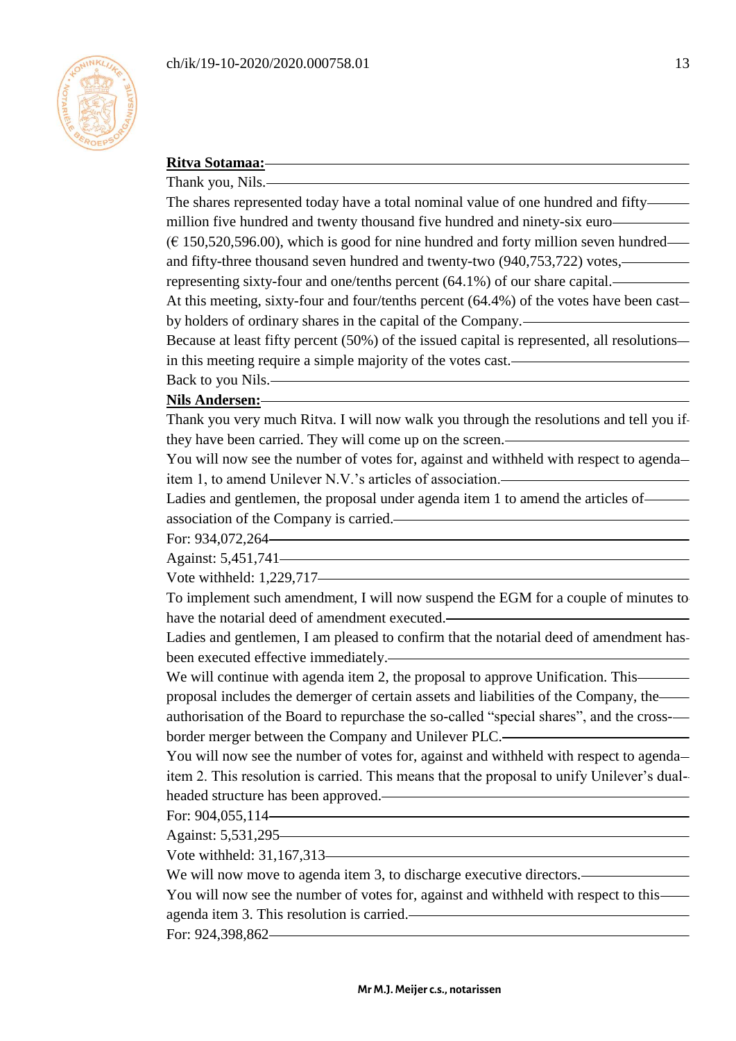**Ritva Sotamaa:**

Thank you, Nils.

The shares represented today have a total nominal value of one hundred and fifty million five hundred and twenty thousand five hundred and ninety-six euro (€ 150,520,596.00), which is good for nine hundred and forty million seven hundred and fifty-three thousand seven hundred and twenty-two (940,753,722) votes, representing sixty-four and one/tenths percent (64.1%) of our share capital.

At this meeting, sixty-four and four/tenths percent (64.4%) of the votes have been cast by holders of ordinary shares in the capital of the Company.

Because at least fifty percent (50%) of the issued capital is represented, all resolutions in this meeting require a simple majority of the votes cast.

Back to you Nils.

**Nils Andersen:**

Thank you very much Ritva. I will now walk you through the resolutions and tell you if they have been carried. They will come up on the screen.

You will now see the number of votes for, against and withheld with respect to agenda item 1, to amend Unilever N.V.'s articles of association.

Ladies and gentlemen, the proposal under agenda item 1 to amend the articles of association of the Company is carried.

For: 934,072,264

Against: 5,451,741

Vote withheld: 1,229,717

To implement such amendment, I will now suspend the EGM for a couple of minutes to have the notarial deed of amendment executed.

Ladies and gentlemen, I am pleased to confirm that the notarial deed of amendment has been executed effective immediately.

We will continue with agenda item 2, the proposal to approve Unification. This proposal includes the demerger of certain assets and liabilities of the Company, the authorisation of the Board to repurchase the so-called "special shares", and the cross-border merger between the Company and Unilever PLC.

You will now see the number of votes for, against and withheld with respect to agenda item 2. This resolution is carried. This means that the proposal to unify Unilever's dual-headed structure has been approved.

For: 904,055,114

Against: 5,531,295

Vote withheld: 31,167,313

We will now move to agenda item 3, to discharge executive directors.

You will now see the number of votes for, against and withheld with respect to this agenda item 3. This resolution is carried.

For: 924,398,862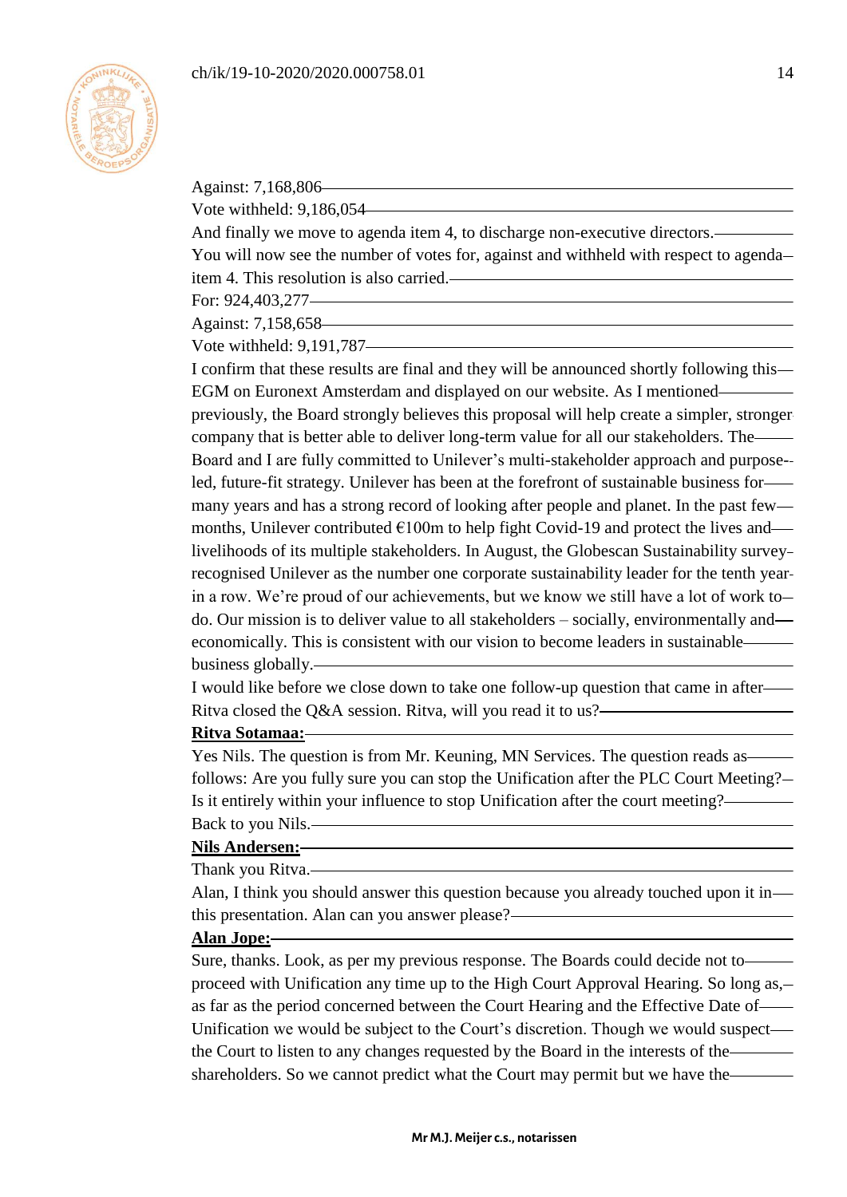Against: 7,168,806

Vote withheld: 9,186,054

And finally we move to agenda item 4, to discharge non-executive directors.

You will now see the number of votes for, against and withheld with respect to agenda item 4. This resolution is also carried.

For: 924,403,277

Against: 7,158,658

Vote withheld: 9,191,787

I confirm that these results are final and they will be announced shortly following this EGM on Euronext Amsterdam and displayed on our website. As I mentioned previously, the Board strongly believes this proposal will help create a simpler, stronger company that is better able to deliver long-term value for all our stakeholders. The Board and I are fully committed to Unilever's multi-stakeholder approach and purpose-led, future-fit strategy. Unilever has been at the forefront of sustainable business for many years and has a strong record of looking after people and planet. In the past few months, Unilever contributed €100m to help fight Covid-19 and protect the lives and livelihoods of its multiple stakeholders. In August, the Globescan Sustainability survey recognised Unilever as the number one corporate sustainability leader for the tenth year in a row. We're proud of our achievements, but we know we still have a lot of work to do. Our mission is to deliver value to all stakeholders – socially, environmentally and economically. This is consistent with our vision to become leaders in sustainable business globally.

I would like before we close down to take one follow-up question that came in after Ritva closed the Q&A session. Ritva, will you read it to us?

**Ritva Sotamaa:**

Yes Nils. The question is from Mr. Keuning, MN Services. The question reads as follows: Are you fully sure you can stop the Unification after the PLC Court Meeting? Is it entirely within your influence to stop Unification after the court meeting? Back to you Nils.

**Nils Andersen:**

Thank you Ritva.

Alan, I think you should answer this question because you already touched upon it in this presentation. Alan can you answer please?

**Alan Jope:**

Sure, thanks. Look, as per my previous response. The Boards could decide not to proceed with Unification any time up to the High Court Approval Hearing. So long as, as far as the period concerned between the Court Hearing and the Effective Date of Unification we would be subject to the Court's discretion. Though we would suspect the Court to listen to any changes requested by the Board in the interests of the shareholders. So we cannot predict what the Court may permit but we have the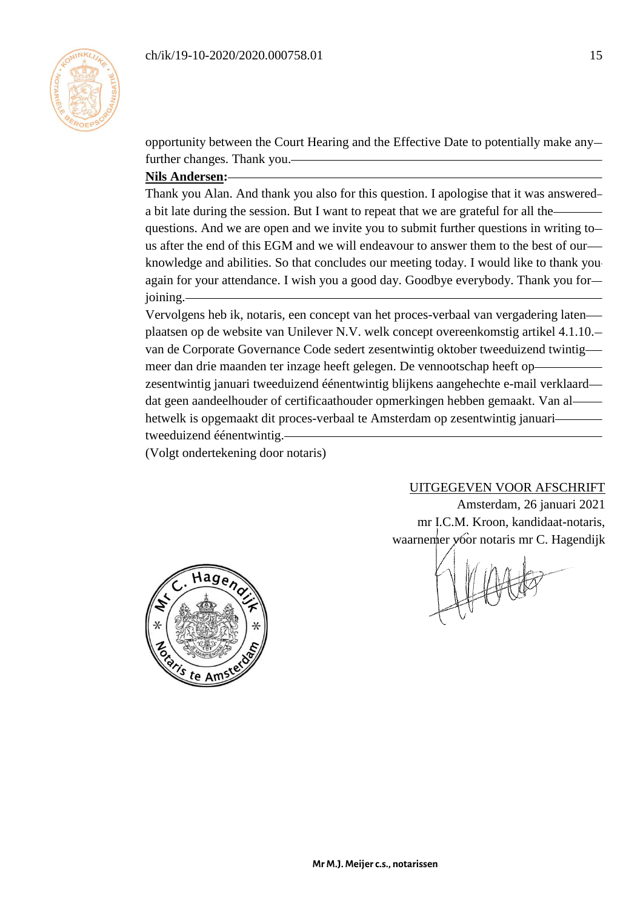opportunity between the Court Hearing and the Effective Date to potentially make any further changes. Thank you.

**Nils Andersen:**

Thank you Alan. And thank you also for this question. I apologise that it was answered a bit late during the session. But I want to repeat that we are grateful for all the questions. And we are open and we invite you to submit further questions in writing to us after the end of this EGM and we will endeavour to answer them to the best of our knowledge and abilities. So that concludes our meeting today. I would like to thank you again for your attendance. I wish you a good day. Goodbye everybody. Thank you for joining.

Vervolgens heb ik, notaris, een concept van het proces-verbaal van vergadering laten plaatsen op de website van Unilever N.V. welk concept overeenkomstig artikel 4.1.10. van de Corporate Governance Code sedert zesentwintig oktober tweeduizend twintig meer dan drie maanden ter inzage heeft gelegen. De vennootschap heeft op zesentwintig januari tweeduizend éénentwintig blijkens aangehechte e-mail verklaard dat geen aandeelhouder of certificaathouder opmerkingen hebben gemaakt. Van al hetwelk is opgemaakt dit proces-verbaal te Amsterdam op zesentwintig januari tweeduizend éénentwintig.

(Volgt ondertekening door notaris)

UITGEGEVEN VOOR AFSCHRIFT
Amsterdam, 26 januari 2021
mr I.C.M. Kroon, kandidaat-notaris,
waarnemer voor notaris mr C. Hagendijk

Mr C. Hagendijk Notaris te Amsterdam